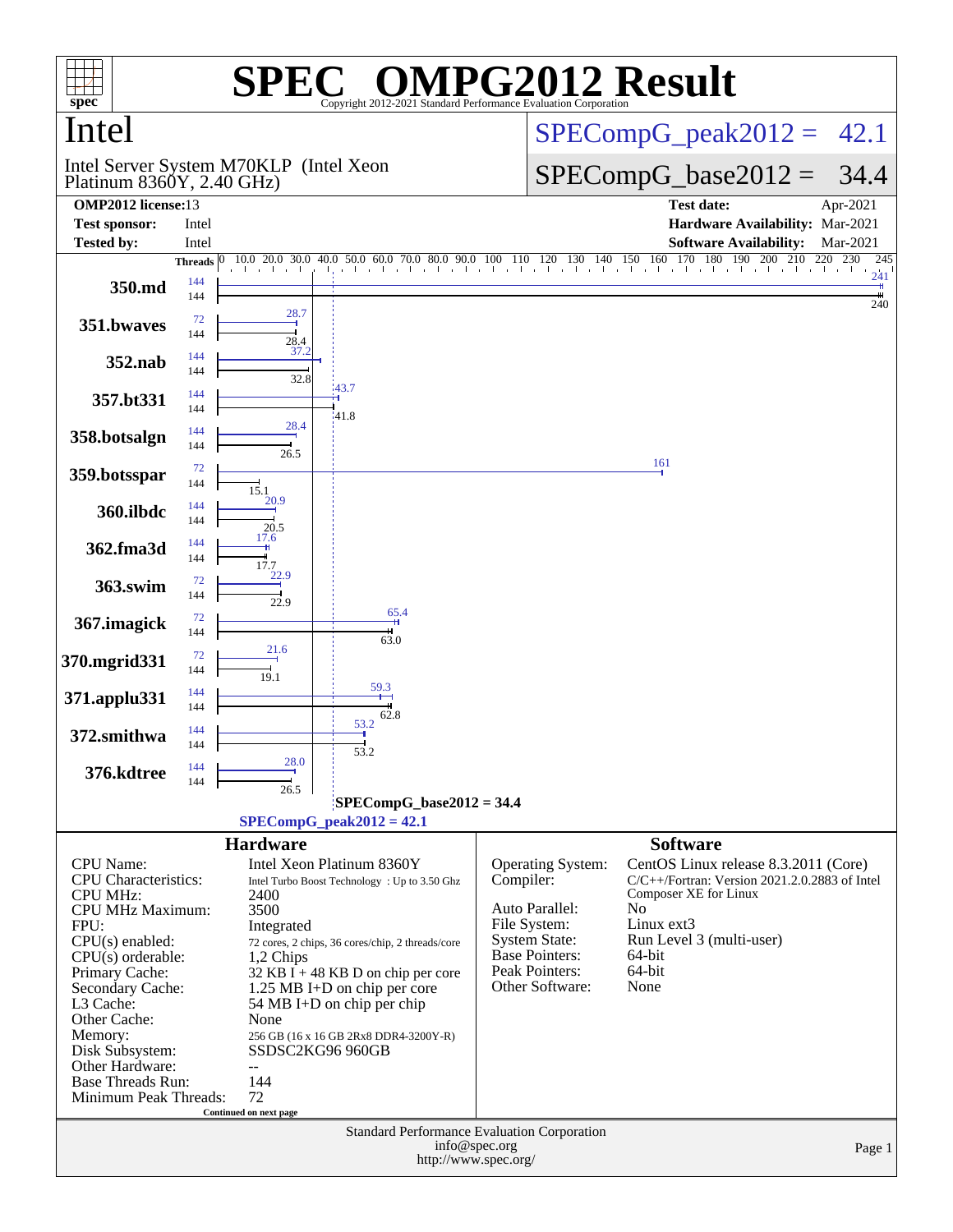# SPEC OMPG2012 Result

Copyright 2012-2021 Standard Performance Evaluation Corporation

## Intel

Intel Server System M70KLP (Intel Xeon Platinum 8360Y, 2.40 GHz)

SPECompG_peak2012 = 42.1

SPECompG_base2012 = 34.4

| | | | |
|---|---|---|---|
| **OMP2012 license:** | 13 | **Test date:** | Apr-2021 |
| **Test sponsor:** | Intel | **Hardware Availability:** | Mar-2021 |
| **Tested by:** | Intel | **Software Availability:** | Mar-2021 |

| Benchmark | Peak Threads | Base Threads | Peak Ratio | Base Ratio |
|---|---|---|---|---|
| 350.md | 144 | 144 | 241 | 240 |
| 351.bwaves | 72 | 144 | 28.7 | 28.4 |
| 352.nab | 144 | 144 | 37.2 | 32.8 |
| 357.bt331 | 144 | 144 | 43.7 | 41.8 |
| 358.botsalgn | 144 | 144 | 28.4 | 26.5 |
| 359.botsspar | 72 | 144 | 161 | 15.1 |
| 360.ilbdc | 144 | 144 | 20.9 | 20.5 |
| 362.fma3d | 144 | 144 | 17.6 | 17.7 |
| 363.swim | 72 | 144 | 22.9 | 22.9 |
| 367.imagick | 72 | 144 | 65.4 | 63.0 |
| 370.mgrid331 | 72 | 144 | 21.6 | 19.1 |
| 371.applu331 | 144 | 144 | 59.3 | 62.8 |
| 372.smithwa | 144 | 144 | 53.2 | 53.2 |
| 376.kdtree | 144 | 144 | 28.0 | 26.5 |

SPECompG_base2012 = 34.4

SPECompG_peak2012 = 42.1

### Hardware

| | |
|---|---|
| CPU Name: | Intel Xeon Platinum 8360Y |
| CPU Characteristics: | Intel Turbo Boost Technology : Up to 3.50 Ghz |
| CPU MHz: | 2400 |
| CPU MHz Maximum: | 3500 |
| FPU: | Integrated |
| CPU(s) enabled: | 72 cores, 2 chips, 36 cores/chip, 2 threads/core |
| CPU(s) orderable: | 1,2 Chips |
| Primary Cache: | 32 KB I + 48 KB D on chip per core |
| Secondary Cache: | 1.25 MB I+D on chip per core |
| L3 Cache: | 54 MB I+D on chip per chip |
| Other Cache: | None |
| Memory: | 256 GB (16 x 16 GB 2Rx8 DDR4-3200Y-R) |
| Disk Subsystem: | SSDSC2KG96 960GB |
| Other Hardware: | -- |
| Base Threads Run: | 144 |
| Minimum Peak Threads: | 72 |

Continued on next page

### Software

| | |
|---|---|
| Operating System: | CentOS Linux release 8.3.2011 (Core) |
| Compiler: | C/C++/Fortran: Version 2021.2.0.2883 of Intel Composer XE for Linux |
| Auto Parallel: | No |
| File System: | Linux ext3 |
| System State: | Run Level 3 (multi-user) |
| Base Pointers: | 64-bit |
| Peak Pointers: | 64-bit |
| Other Software: | None |

Standard Performance Evaluation Corporation
info@spec.org
http://www.spec.org/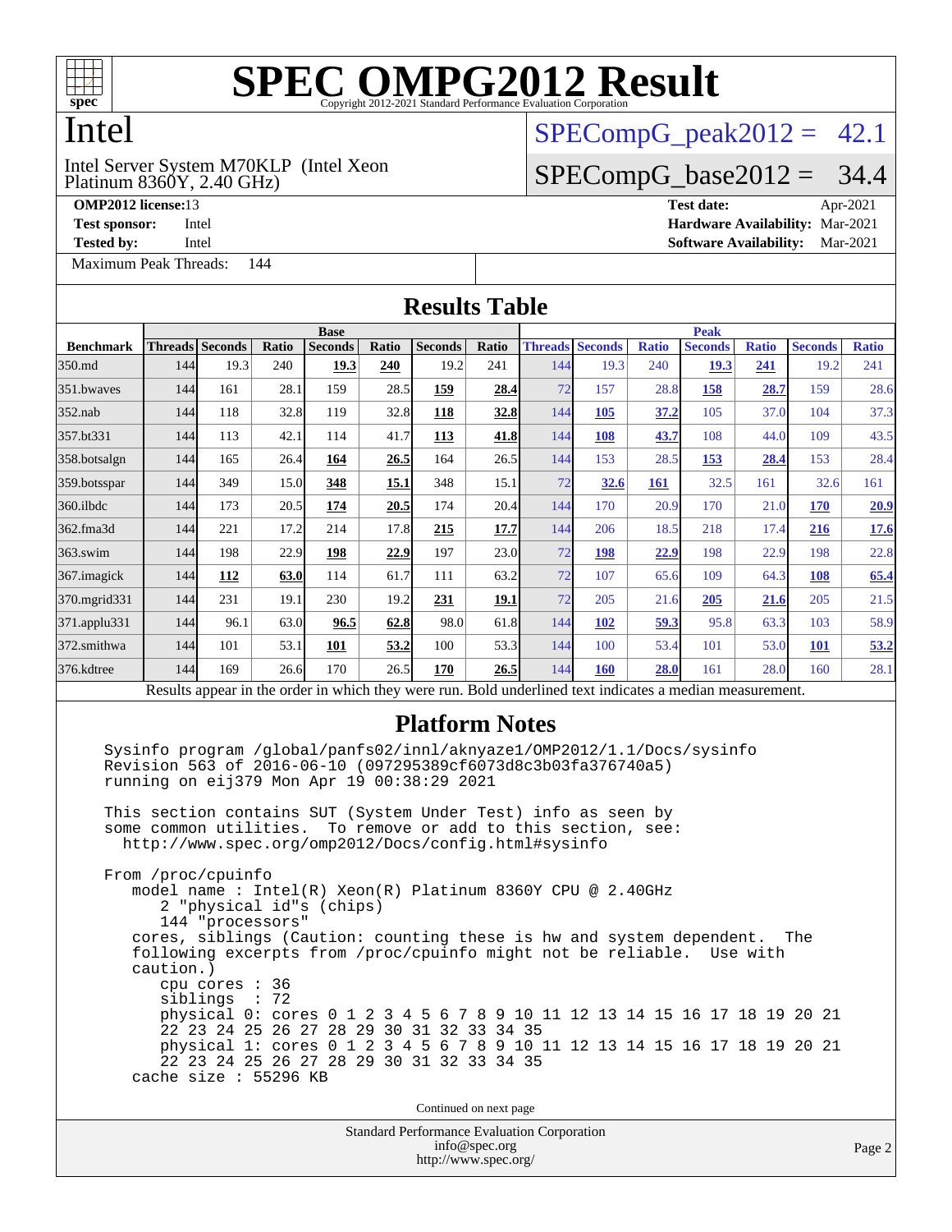# SPEC OMPG2012 Result

Copyright 2012-2021 Standard Performance Evaluation Corporation

## Intel

Intel Server System M70KLP (Intel Xeon Platinum 8360Y, 2.40 GHz)

SPECompG_peak2012 = 42.1

SPECompG_base2012 = 34.4

**OMP2012 license:** 13
**Test sponsor:** Intel
**Tested by:** Intel

**Test date:** Apr-2021
**Hardware Availability:** Mar-2021
**Software Availability:** Mar-2021

Maximum Peak Threads: 144

## Results Table

| Benchmark | Base | | | | | | | Peak | | | | | | |
|---|---|---|---|---|---|---|---|---|---|---|---|---|---|---|
| | Threads | Seconds | Ratio | Seconds | Ratio | Seconds | Ratio | Threads | Seconds | Ratio | Seconds | Ratio | Seconds | Ratio |
| 350.md | 144 | 19.3 | 240 | **19.3** | **240** | 19.2 | 241 | 144 | 19.3 | 240 | **19.3** | **241** | 19.2 | 241 |
| 351.bwaves | 144 | 161 | 28.1 | 159 | 28.5 | **159** | **28.4** | 72 | 157 | 28.8 | **158** | **28.7** | 159 | 28.6 |
| 352.nab | 144 | 118 | 32.8 | 119 | 32.8 | **118** | **32.8** | 144 | **105** | **37.2** | 105 | 37.0 | 104 | 37.3 |
| 357.bt331 | 144 | 113 | 42.1 | 114 | 41.7 | **113** | **41.8** | 144 | **108** | **43.7** | 108 | 44.0 | 109 | 43.5 |
| 358.botsalgn | 144 | 165 | 26.4 | **164** | **26.5** | 164 | 26.5 | 144 | 153 | 28.5 | **153** | **28.4** | 153 | 28.4 |
| 359.botsspar | 144 | 349 | 15.0 | **348** | **15.1** | 348 | 15.1 | 72 | **32.6** | **161** | 32.5 | 161 | 32.6 | 161 |
| 360.ilbdc | 144 | 173 | 20.5 | **174** | **20.5** | 174 | 20.4 | 144 | 170 | 20.9 | 170 | 21.0 | **170** | **20.9** |
| 362.fma3d | 144 | 221 | 17.2 | 214 | 17.8 | **215** | **17.7** | 144 | 206 | 18.5 | 218 | 17.4 | **216** | **17.6** |
| 363.swim | 144 | 198 | 22.9 | **198** | **22.9** | 197 | 23.0 | 72 | **198** | **22.9** | 198 | 22.9 | 198 | 22.8 |
| 367.imagick | 144 | **112** | **63.0** | 114 | 61.7 | 111 | 63.2 | 72 | 107 | 65.6 | 109 | 64.3 | **108** | **65.4** |
| 370.mgrid331 | 144 | 231 | 19.1 | 230 | 19.2 | **231** | **19.1** | 72 | 205 | 21.6 | **205** | **21.6** | 205 | 21.5 |
| 371.applu331 | 144 | 96.1 | 63.0 | **96.5** | **62.8** | 98.0 | 61.8 | 144 | **102** | **59.3** | 95.8 | 63.3 | 103 | 58.9 |
| 372.smithwa | 144 | 101 | 53.1 | **101** | **53.2** | 100 | 53.3 | 144 | 100 | 53.4 | 101 | 53.0 | **101** | **53.2** |
| 376.kdtree | 144 | 169 | 26.6 | 170 | 26.5 | **170** | **26.5** | 144 | **160** | **28.0** | 161 | 28.0 | 160 | 28.1 |

Results appear in the order in which they were run. Bold underlined text indicates a median measurement.

## Platform Notes

```
Sysinfo program /global/panfs02/innl/aknyaze1/OMP2012/1.1/Docs/sysinfo
Revision 563 of 2016-06-10 (097295389cf6073d8c3b03fa376740a5)
running on eij379 Mon Apr 19 00:38:29 2021

This section contains SUT (System Under Test) info as seen by
some common utilities.  To remove or add to this section, see:
  http://www.spec.org/omp2012/Docs/config.html#sysinfo

From /proc/cpuinfo
   model name : Intel(R) Xeon(R) Platinum 8360Y CPU @ 2.40GHz
      2 "physical id"s (chips)
      144 "processors"
   cores, siblings (Caution: counting these is hw and system dependent.  The
   following excerpts from /proc/cpuinfo might not be reliable.  Use with
   caution.)
      cpu cores : 36
      siblings  : 72
      physical 0: cores 0 1 2 3 4 5 6 7 8 9 10 11 12 13 14 15 16 17 18 19 20 21
      22 23 24 25 26 27 28 29 30 31 32 33 34 35
      physical 1: cores 0 1 2 3 4 5 6 7 8 9 10 11 12 13 14 15 16 17 18 19 20 21
      22 23 24 25 26 27 28 29 30 31 32 33 34 35
   cache size : 55296 KB
```

Continued on next page

Standard Performance Evaluation Corporation
info@spec.org
http://www.spec.org/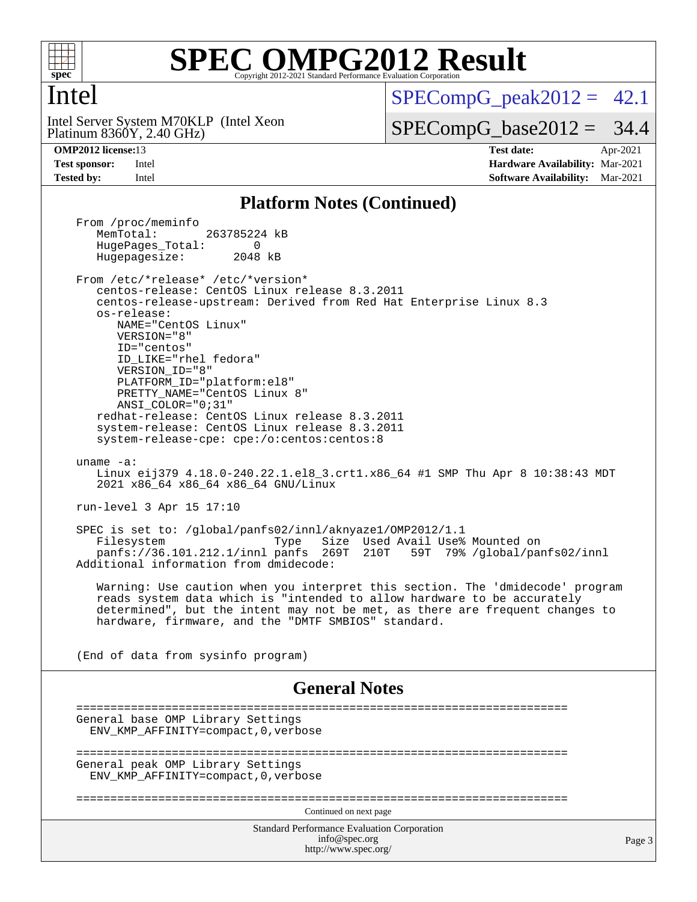# SPEC OMPG2012 Result

Copyright 2012-2021 Standard Performance Evaluation Corporation

## Intel

Intel Server System M70KLP (Intel Xeon Platinum 8360Y, 2.40 GHz)

SPECompG_peak2012 = 42.1

SPECompG_base2012 = 34.4

**OMP2012 license:** 13 **Test date:** Apr-2021
**Test sponsor:** Intel **Hardware Availability:** Mar-2021
**Tested by:** Intel **Software Availability:** Mar-2021

## Platform Notes (Continued)

```
From /proc/meminfo
   MemTotal:       263785224 kB
   HugePages_Total:       0
   Hugepagesize:       2048 kB

From /etc/*release* /etc/*version*
   centos-release: CentOS Linux release 8.3.2011
   centos-release-upstream: Derived from Red Hat Enterprise Linux 8.3
   os-release:
      NAME="CentOS Linux"
      VERSION="8"
      ID="centos"
      ID_LIKE="rhel fedora"
      VERSION_ID="8"
      PLATFORM_ID="platform:el8"
      PRETTY_NAME="CentOS Linux 8"
      ANSI_COLOR="0;31"
   redhat-release: CentOS Linux release 8.3.2011
   system-release: CentOS Linux release 8.3.2011
   system-release-cpe: cpe:/o:centos:centos:8

uname -a:
   Linux eij379 4.18.0-240.22.1.el8_3.crt1.x86_64 #1 SMP Thu Apr 8 10:38:43 MDT
   2021 x86_64 x86_64 x86_64 GNU/Linux

run-level 3 Apr 15 17:10

SPEC is set to: /global/panfs02/innl/aknyaze1/OMP2012/1.1
   Filesystem              Type   Size  Used Avail Use% Mounted on
   panfs://36.101.212.1/innl panfs  269T  210T   59T  79% /global/panfs02/innl
Additional information from dmidecode:

   Warning: Use caution when you interpret this section. The 'dmidecode' program
   reads system data which is "intended to allow hardware to be accurately
   determined", but the intent may not be met, as there are frequent changes to
   hardware, firmware, and the "DMTF SMBIOS" standard.


(End of data from sysinfo program)
```

## General Notes

```
========================================================================
General base OMP Library Settings
  ENV_KMP_AFFINITY=compact,0,verbose

========================================================================
General peak OMP Library Settings
  ENV_KMP_AFFINITY=compact,0,verbose

========================================================================
```

Continued on next page

Standard Performance Evaluation Corporation
info@spec.org
http://www.spec.org/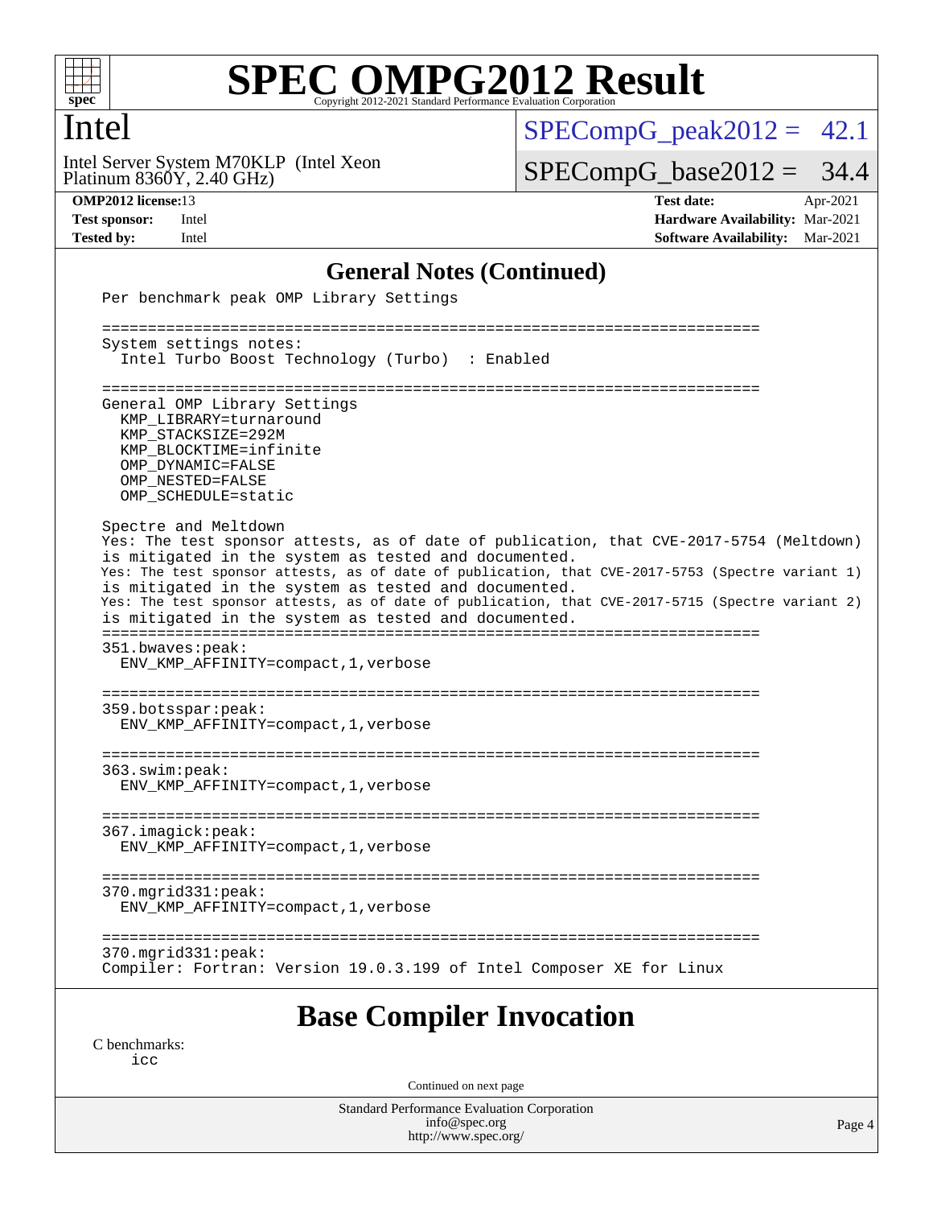## General Notes (Continued)

```
Per benchmark peak OMP Library Settings

========================================================================
System settings notes:
  Intel Turbo Boost Technology (Turbo)  : Enabled

========================================================================
General OMP Library Settings
  KMP_LIBRARY=turnaround
  KMP_STACKSIZE=292M
  KMP_BLOCKTIME=infinite
  OMP_DYNAMIC=FALSE
  OMP_NESTED=FALSE
  OMP_SCHEDULE=static

Spectre and Meltdown
Yes: The test sponsor attests, as of date of publication, that CVE-2017-5754 (Meltdown)
is mitigated in the system as tested and documented.
Yes: The test sponsor attests, as of date of publication, that CVE-2017-5753 (Spectre variant 1)
is mitigated in the system as tested and documented.
Yes: The test sponsor attests, as of date of publication, that CVE-2017-5715 (Spectre variant 2)
is mitigated in the system as tested and documented.
========================================================================
351.bwaves:peak:
  ENV_KMP_AFFINITY=compact,1,verbose

========================================================================
359.botsspar:peak:
  ENV_KMP_AFFINITY=compact,1,verbose

========================================================================
363.swim:peak:
  ENV_KMP_AFFINITY=compact,1,verbose

========================================================================
367.imagick:peak:
  ENV_KMP_AFFINITY=compact,1,verbose

========================================================================
370.mgrid331:peak:
  ENV_KMP_AFFINITY=compact,1,verbose

========================================================================
370.mgrid331:peak:
Compiler: Fortran: Version 19.0.3.199 of Intel Composer XE for Linux
```

## Base Compiler Invocation

C benchmarks:

```
icc
```

Continued on next page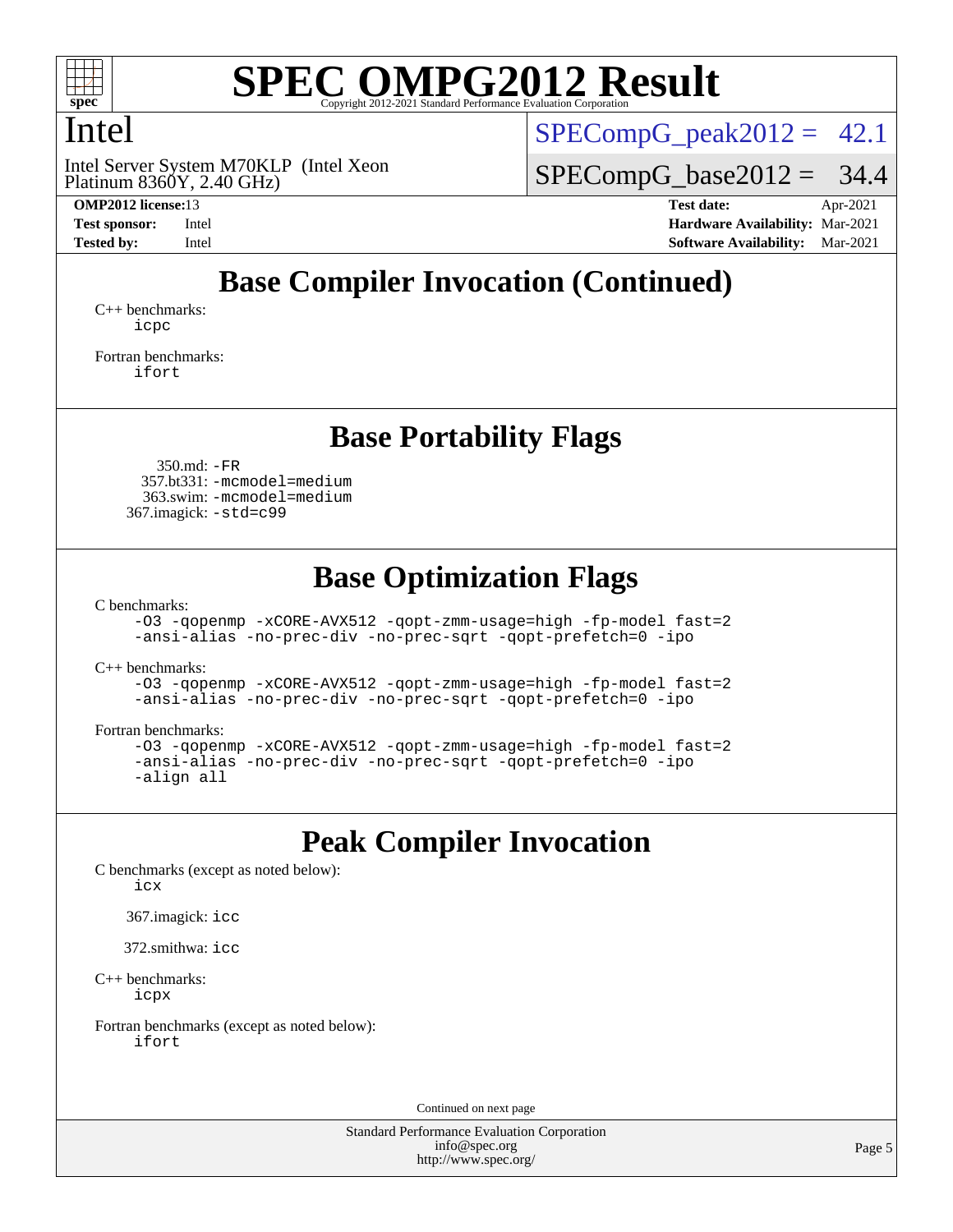# SPEC OMPG2012 Result

Copyright 2012-2021 Standard Performance Evaluation Corporation

## Intel

Intel Server System M70KLP (Intel Xeon Platinum 8360Y, 2.40 GHz)

SPECompG_peak2012 = 42.1

SPECompG_base2012 = 34.4

**OMP2012 license:** 13 **Test date:** Apr-2021

**Test sponsor:** Intel **Hardware Availability:** Mar-2021

**Tested by:** Intel **Software Availability:** Mar-2021

## Base Compiler Invocation (Continued)

C++ benchmarks:
icpc

Fortran benchmarks:
ifort

## Base Portability Flags

350.md: -FR
357.bt331: -mcmodel=medium
363.swim: -mcmodel=medium
367.imagick: -std=c99

## Base Optimization Flags

C benchmarks:
-O3 -qopenmp -xCORE-AVX512 -qopt-zmm-usage=high -fp-model fast=2 -ansi-alias -no-prec-div -no-prec-sqrt -qopt-prefetch=0 -ipo

C++ benchmarks:
-O3 -qopenmp -xCORE-AVX512 -qopt-zmm-usage=high -fp-model fast=2 -ansi-alias -no-prec-div -no-prec-sqrt -qopt-prefetch=0 -ipo

Fortran benchmarks:
-O3 -qopenmp -xCORE-AVX512 -qopt-zmm-usage=high -fp-model fast=2 -ansi-alias -no-prec-div -no-prec-sqrt -qopt-prefetch=0 -ipo -align all

## Peak Compiler Invocation

C benchmarks (except as noted below):
icx

367.imagick: icc

372.smithwa: icc

C++ benchmarks:
icpx

Fortran benchmarks (except as noted below):
ifort

Continued on next page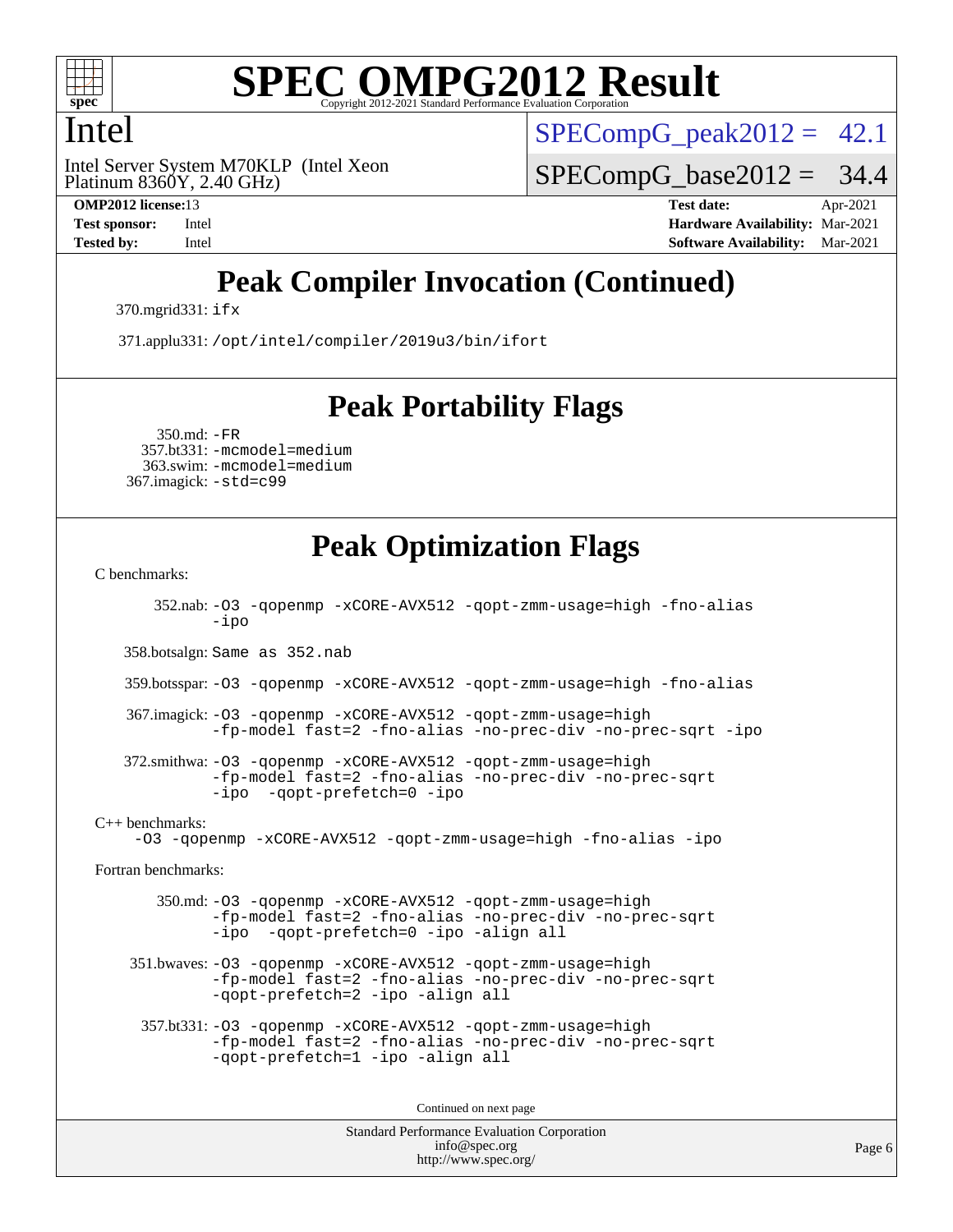## Peak Compiler Invocation (Continued)

370.mgrid331: `ifx`

371.applu331: `/opt/intel/compiler/2019u3/bin/ifort`

## Peak Portability Flags

350.md: `-FR`
357.bt331: `-mcmodel=medium`
363.swim: `-mcmodel=medium`
367.imagick: `-std=c99`

## Peak Optimization Flags

C benchmarks:

352.nab: `-O3 -qopenmp -xCORE-AVX512 -qopt-zmm-usage=high -fno-alias -ipo`

358.botsalgn: Same as 352.nab

359.botsspar: `-O3 -qopenmp -xCORE-AVX512 -qopt-zmm-usage=high -fno-alias`

367.imagick: `-O3 -qopenmp -xCORE-AVX512 -qopt-zmm-usage=high -fp-model fast=2 -fno-alias -no-prec-div -no-prec-sqrt -ipo`

372.smithwa: `-O3 -qopenmp -xCORE-AVX512 -qopt-zmm-usage=high -fp-model fast=2 -fno-alias -no-prec-div -no-prec-sqrt -ipo -qopt-prefetch=0 -ipo`

C++ benchmarks:

`-O3 -qopenmp -xCORE-AVX512 -qopt-zmm-usage=high -fno-alias -ipo`

Fortran benchmarks:

350.md: `-O3 -qopenmp -xCORE-AVX512 -qopt-zmm-usage=high -fp-model fast=2 -fno-alias -no-prec-div -no-prec-sqrt -ipo -qopt-prefetch=0 -ipo -align all`

351.bwaves: `-O3 -qopenmp -xCORE-AVX512 -qopt-zmm-usage=high -fp-model fast=2 -fno-alias -no-prec-div -no-prec-sqrt -qopt-prefetch=2 -ipo -align all`

357.bt331: `-O3 -qopenmp -xCORE-AVX512 -qopt-zmm-usage=high -fp-model fast=2 -fno-alias -no-prec-div -no-prec-sqrt -qopt-prefetch=1 -ipo -align all`

Continued on next page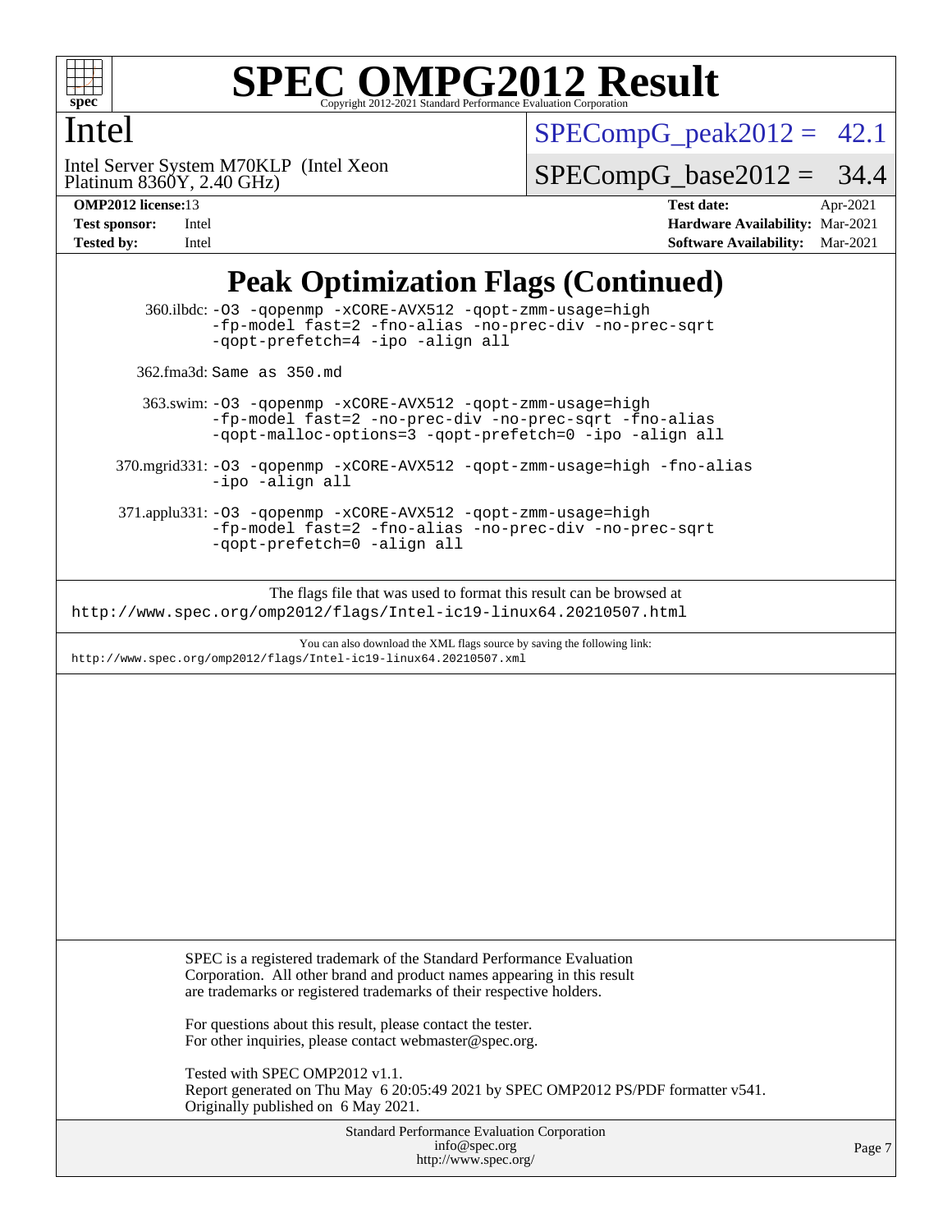## Peak Optimization Flags (Continued)

360.ilbdc: -O3 -qopenmp -xCORE-AVX512 -qopt-zmm-usage=high -fp-model fast=2 -fno-alias -no-prec-div -no-prec-sqrt -qopt-prefetch=4 -ipo -align all

362.fma3d: Same as 350.md

363.swim: -O3 -qopenmp -xCORE-AVX512 -qopt-zmm-usage=high -fp-model fast=2 -no-prec-div -no-prec-sqrt -fno-alias -qopt-malloc-options=3 -qopt-prefetch=0 -ipo -align all

370.mgrid331: -O3 -qopenmp -xCORE-AVX512 -qopt-zmm-usage=high -fno-alias -ipo -align all

371.applu331: -O3 -qopenmp -xCORE-AVX512 -qopt-zmm-usage=high -fp-model fast=2 -fno-alias -no-prec-div -no-prec-sqrt -qopt-prefetch=0 -align all

The flags file that was used to format this result can be browsed at
http://www.spec.org/omp2012/flags/Intel-ic19-linux64.20210507.html

You can also download the XML flags source by saving the following link:
http://www.spec.org/omp2012/flags/Intel-ic19-linux64.20210507.xml

SPEC is a registered trademark of the Standard Performance Evaluation Corporation. All other brand and product names appearing in this result are trademarks or registered trademarks of their respective holders.

For questions about this result, please contact the tester.
For other inquiries, please contact webmaster@spec.org.

Tested with SPEC OMP2012 v1.1.
Report generated on Thu May 6 20:05:49 2021 by SPEC OMP2012 PS/PDF formatter v541.
Originally published on 6 May 2021.